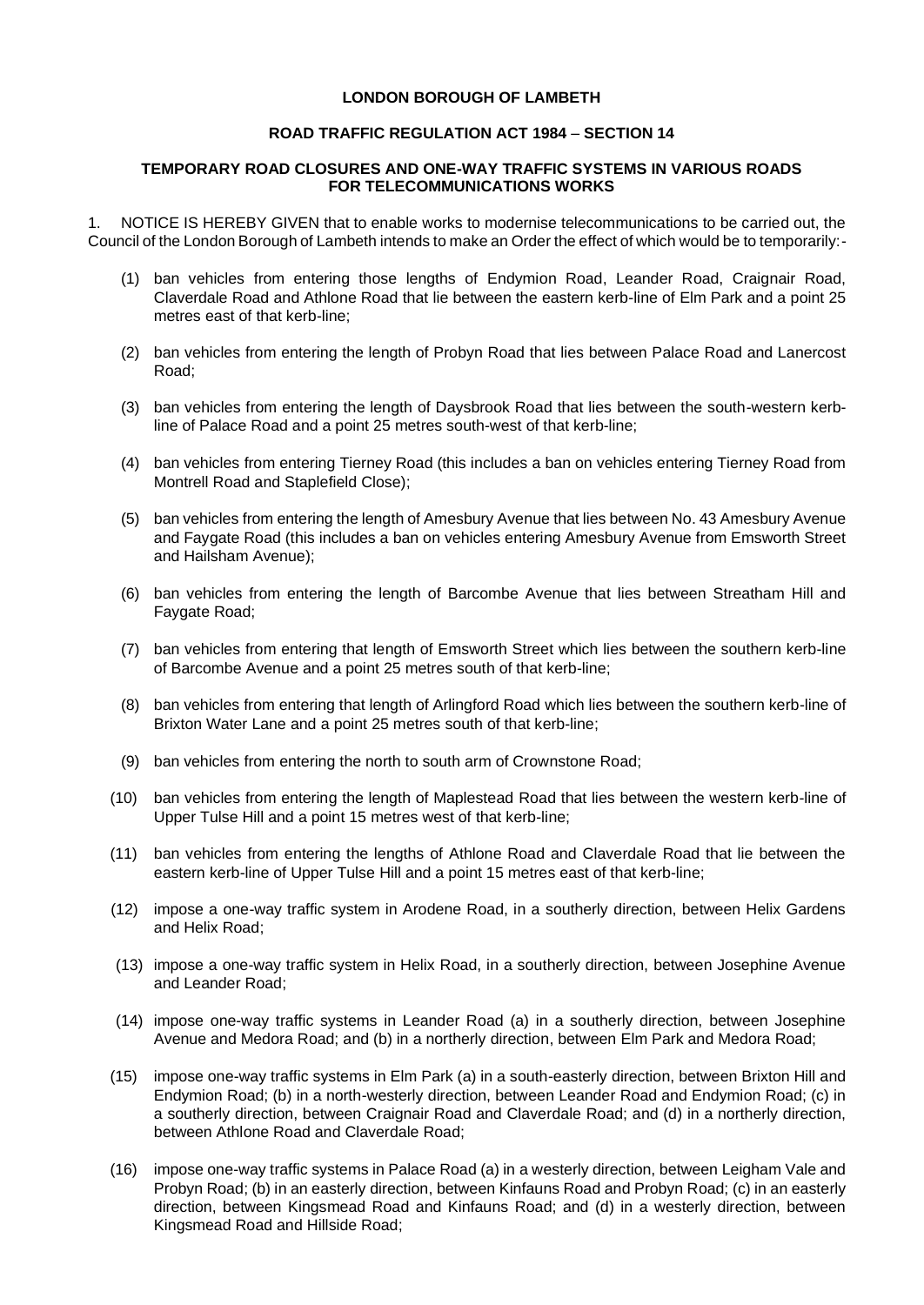**LONDON BOROUGH OF LAMBETH**

**ROAD TRAFFIC REGULATION ACT 1984 – SECTION 14**

**TEMPORARY ROAD CLOSURES AND ONE-WAY TRAFFIC SYSTEMS IN VARIOUS ROADS FOR TELECOMMUNICATIONS WORKS**

1. NOTICE IS HEREBY GIVEN that to enable works to modernise telecommunications to be carried out, the Council of the London Borough of Lambeth intends to make an Order the effect of which would be to temporarily:-

(1) ban vehicles from entering those lengths of Endymion Road, Leander Road, Craignair Road, Claverdale Road and Athlone Road that lie between the eastern kerb-line of Elm Park and a point 25 metres east of that kerb-line;

(2) ban vehicles from entering the length of Probyn Road that lies between Palace Road and Lanercost Road;

(3) ban vehicles from entering the length of Daysbrook Road that lies between the south-western kerb-line of Palace Road and a point 25 metres south-west of that kerb-line;

(4) ban vehicles from entering Tierney Road (this includes a ban on vehicles entering Tierney Road from Montrell Road and Staplefield Close);

(5) ban vehicles from entering the length of Amesbury Avenue that lies between No. 43 Amesbury Avenue and Faygate Road (this includes a ban on vehicles entering Amesbury Avenue from Emsworth Street and Hailsham Avenue);

(6) ban vehicles from entering the length of Barcombe Avenue that lies between Streatham Hill and Faygate Road;

(7) ban vehicles from entering that length of Emsworth Street which lies between the southern kerb-line of Barcombe Avenue and a point 25 metres south of that kerb-line;

(8) ban vehicles from entering that length of Arlingford Road which lies between the southern kerb-line of Brixton Water Lane and a point 25 metres south of that kerb-line;

(9) ban vehicles from entering the north to south arm of Crownstone Road;

(10) ban vehicles from entering the length of Maplestead Road that lies between the western kerb-line of Upper Tulse Hill and a point 15 metres west of that kerb-line;

(11) ban vehicles from entering the lengths of Athlone Road and Claverdale Road that lie between the eastern kerb-line of Upper Tulse Hill and a point 15 metres east of that kerb-line;

(12) impose a one-way traffic system in Arodene Road, in a southerly direction, between Helix Gardens and Helix Road;

(13) impose a one-way traffic system in Helix Road, in a southerly direction, between Josephine Avenue and Leander Road;

(14) impose one-way traffic systems in Leander Road (a) in a southerly direction, between Josephine Avenue and Medora Road; and (b) in a northerly direction, between Elm Park and Medora Road;

(15) impose one-way traffic systems in Elm Park (a) in a south-easterly direction, between Brixton Hill and Endymion Road; (b) in a north-westerly direction, between Leander Road and Endymion Road; (c) in a southerly direction, between Craignair Road and Claverdale Road; and (d) in a northerly direction, between Athlone Road and Claverdale Road;

(16) impose one-way traffic systems in Palace Road (a) in a westerly direction, between Leigham Vale and Probyn Road; (b) in an easterly direction, between Kinfauns Road and Probyn Road; (c) in an easterly direction, between Kingsmead Road and Kinfauns Road; and (d) in a westerly direction, between Kingsmead Road and Hillside Road;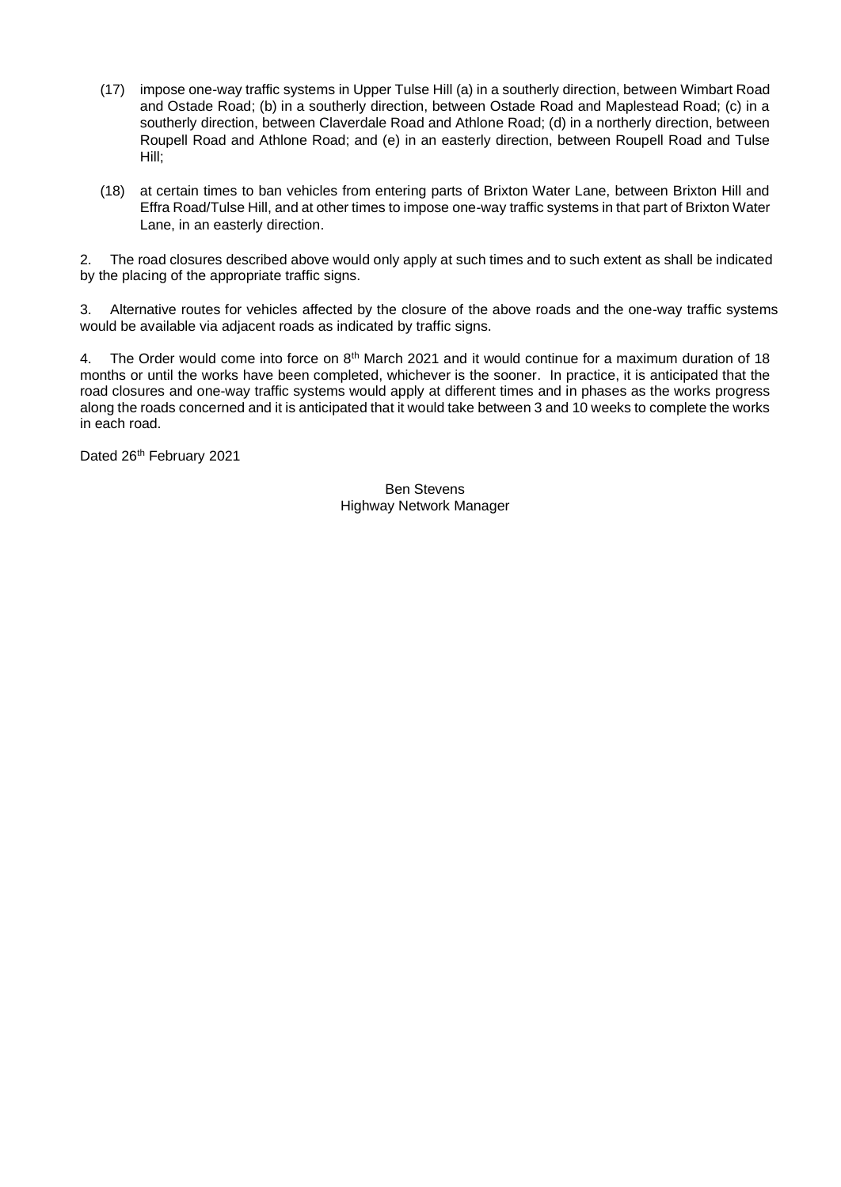(17) impose one-way traffic systems in Upper Tulse Hill (a) in a southerly direction, between Wimbart Road and Ostade Road; (b) in a southerly direction, between Ostade Road and Maplestead Road; (c) in a southerly direction, between Claverdale Road and Athlone Road; (d) in a northerly direction, between Roupell Road and Athlone Road; and (e) in an easterly direction, between Roupell Road and Tulse Hill;

(18) at certain times to ban vehicles from entering parts of Brixton Water Lane, between Brixton Hill and Effra Road/Tulse Hill, and at other times to impose one-way traffic systems in that part of Brixton Water Lane, in an easterly direction.

2. The road closures described above would only apply at such times and to such extent as shall be indicated by the placing of the appropriate traffic signs.

3. Alternative routes for vehicles affected by the closure of the above roads and the one-way traffic systems would be available via adjacent roads as indicated by traffic signs.

4. The Order would come into force on 8th March 2021 and it would continue for a maximum duration of 18 months or until the works have been completed, whichever is the sooner. In practice, it is anticipated that the road closures and one-way traffic systems would apply at different times and in phases as the works progress along the roads concerned and it is anticipated that it would take between 3 and 10 weeks to complete the works in each road.

Dated 26th February 2021

Ben Stevens
Highway Network Manager